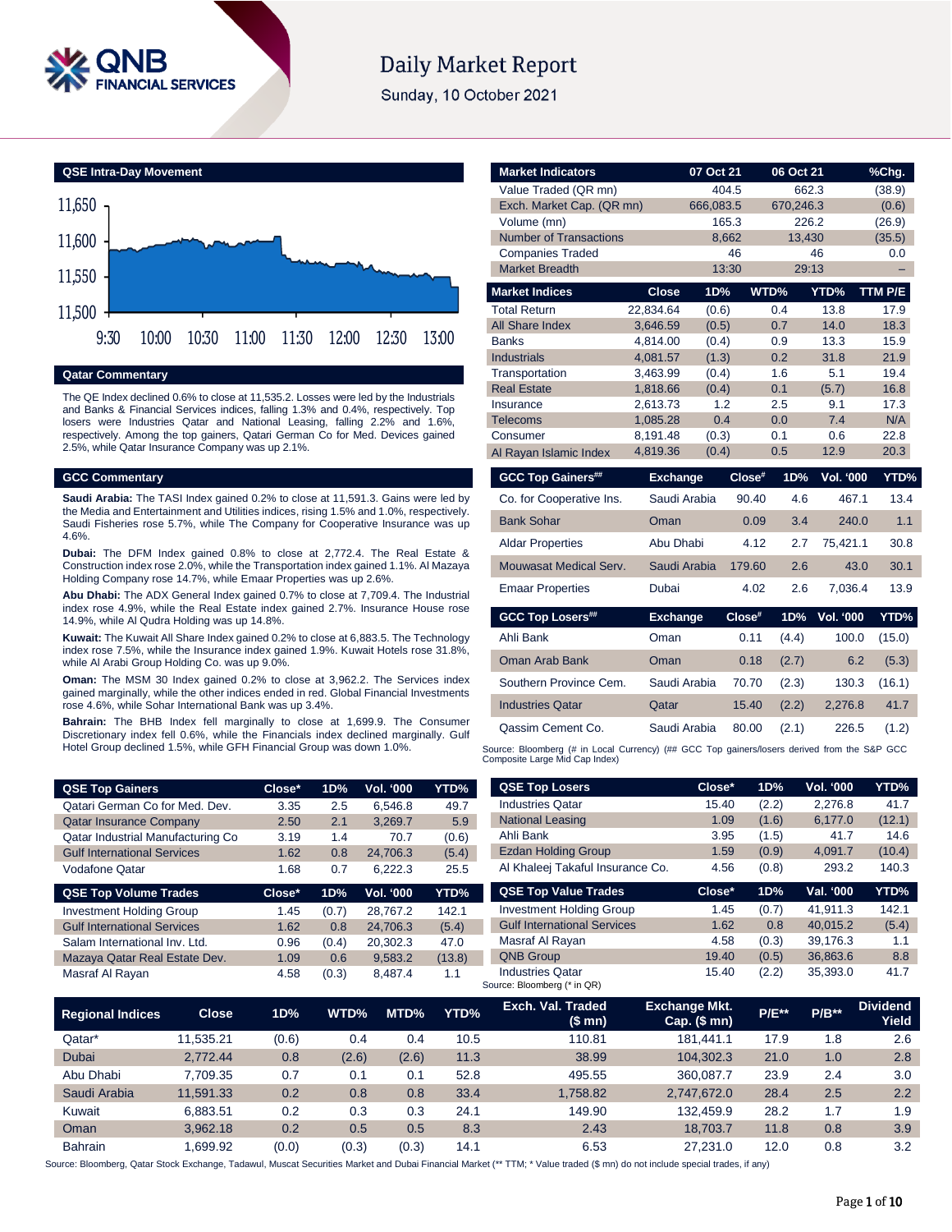# Daily Market Report

Sunday, 10 October 2021

## QSE Intra-Day Movement

11,650
11,600
11,550
11,500

9:30 10:00 10:30 11:00 11:30 12:00 12:30 13:00

## Qatar Commentary

The QE Index declined 0.6% to close at 11,535.2. Losses were led by the Industrials and Banks & Financial Services indices, falling 1.3% and 0.4%, respectively. Top losers were Industries Qatar and National Leasing, falling 2.2% and 1.6%, respectively. Among the top gainers, Qatari German Co for Med. Devices gained 2.5%, while Qatar Insurance Company was up 2.1%.

## GCC Commentary

**Saudi Arabia:** The TASI Index gained 0.2% to close at 11,591.3. Gains were led by the Media and Entertainment and Utilities indices, rising 1.5% and 1.0%, respectively. Saudi Fisheries rose 5.7%, while The Company for Cooperative Insurance was up 4.6%.

**Dubai:** The DFM Index gained 0.8% to close at 2,772.4. The Real Estate & Construction index rose 2.0%, while the Transportation index gained 1.1%. Al Mazaya Holding Company rose 14.7%, while Emaar Properties was up 2.6%.

**Abu Dhabi:** The ADX General Index gained 0.7% to close at 7,709.4. The Industrial index rose 4.9%, while the Real Estate index gained 2.7%. Insurance House rose 14.9%, while Al Qudra Holding was up 14.8%.

**Kuwait:** The Kuwait All Share Index gained 0.2% to close at 6,883.5. The Technology index rose 7.5%, while the Insurance index gained 1.9%. Kuwait Hotels rose 31.8%, while Al Arabi Group Holding Co. was up 9.0%.

**Oman:** The MSM 30 Index gained 0.2% to close at 3,962.2. The Services index gained marginally, while the other indices ended in red. Global Financial Investments rose 4.6%, while Sohar International Bank was up 3.4%.

**Bahrain:** The BHB Index fell marginally to close at 1,699.9. The Consumer Discretionary index fell 0.6%, while the Financials index declined marginally. Gulf Hotel Group declined 1.5%, while GFH Financial Group was down 1.0%.

| Market Indicators | 07 Oct 21 | 06 Oct 21 | %Chg. |
|---|---|---|---|
| Value Traded (QR mn) | 404.5 | 662.3 | (38.9) |
| Exch. Market Cap. (QR mn) | 666,083.5 | 670,246.3 | (0.6) |
| Volume (mn) | 165.3 | 226.2 | (26.9) |
| Number of Transactions | 8,662 | 13,430 | (35.5) |
| Companies Traded | 46 | 46 | 0.0 |
| Market Breadth | 13:30 | 29:13 | – |

| Market Indices | Close | 1D% | WTD% | YTD% | TTM P/E |
|---|---|---|---|---|---|
| Total Return | 22,834.64 | (0.6) | 0.4 | 13.8 | 17.9 |
| All Share Index | 3,646.59 | (0.5) | 0.7 | 14.0 | 18.3 |
| Banks | 4,814.00 | (0.4) | 0.9 | 13.3 | 15.9 |
| Industrials | 4,081.57 | (1.3) | 0.2 | 31.8 | 21.9 |
| Transportation | 3,463.99 | (0.4) | 1.6 | 5.1 | 19.4 |
| Real Estate | 1,818.66 | (0.4) | 0.1 | (5.7) | 16.8 |
| Insurance | 2,613.73 | 1.2 | 2.5 | 9.1 | 17.3 |
| Telecoms | 1,085.28 | 0.4 | 0.0 | 7.4 | N/A |
| Consumer | 8,191.48 | (0.3) | 0.1 | 0.6 | 22.8 |
| Al Rayan Islamic Index | 4,819.36 | (0.4) | 0.5 | 12.9 | 20.3 |

| GCC Top Gainers## | Exchange | Close# | 1D% | Vol. '000 | YTD% |
|---|---|---|---|---|---|
| Co. for Cooperative Ins. | Saudi Arabia | 90.40 | 4.6 | 467.1 | 13.4 |
| Bank Sohar | Oman | 0.09 | 3.4 | 240.0 | 1.1 |
| Aldar Properties | Abu Dhabi | 4.12 | 2.7 | 75,421.1 | 30.8 |
| Mouwasat Medical Serv. | Saudi Arabia | 179.60 | 2.6 | 43.0 | 30.1 |
| Emaar Properties | Dubai | 4.02 | 2.6 | 7,036.4 | 13.9 |

| GCC Top Losers## | Exchange | Close# | 1D% | Vol. '000 | YTD% |
|---|---|---|---|---|---|
| Ahli Bank | Oman | 0.11 | (4.4) | 100.0 | (15.0) |
| Oman Arab Bank | Oman | 0.18 | (2.7) | 6.2 | (5.3) |
| Southern Province Cem. | Saudi Arabia | 70.70 | (2.3) | 130.3 | (16.1) |
| Industries Qatar | Qatar | 15.40 | (2.2) | 2,276.8 | 41.7 |
| Qassim Cement Co. | Saudi Arabia | 80.00 | (2.1) | 226.5 | (1.2) |

Source: Bloomberg (# in Local Currency) (## GCC Top gainers/losers derived from the S&P GCC Composite Large Mid Cap Index)

| QSE Top Gainers | Close* | 1D% | Vol. '000 | YTD% |
|---|---|---|---|---|
| Qatari German Co for Med. Dev. | 3.35 | 2.5 | 6,546.8 | 49.7 |
| Qatar Insurance Company | 2.50 | 2.1 | 3,269.7 | 5.9 |
| Qatar Industrial Manufacturing Co | 3.19 | 1.4 | 70.7 | (0.6) |
| Gulf International Services | 1.62 | 0.8 | 24,706.3 | (5.4) |
| Vodafone Qatar | 1.68 | 0.7 | 6,222.3 | 25.5 |

| QSE Top Volume Trades | Close* | 1D% | Vol. '000 | YTD% |
|---|---|---|---|---|
| Investment Holding Group | 1.45 | (0.7) | 28,767.2 | 142.1 |
| Gulf International Services | 1.62 | 0.8 | 24,706.3 | (5.4) |
| Salam International Inv. Ltd. | 0.96 | (0.4) | 20,302.3 | 47.0 |
| Mazaya Qatar Real Estate Dev. | 1.09 | 0.6 | 9,583.2 | (13.8) |
| Masraf Al Rayan | 4.58 | (0.3) | 8,487.4 | 1.1 |

| QSE Top Losers | Close* | 1D% | Vol. '000 | YTD% |
|---|---|---|---|---|
| Industries Qatar | 15.40 | (2.2) | 2,276.8 | 41.7 |
| National Leasing | 1.09 | (1.6) | 6,177.0 | (12.1) |
| Ahli Bank | 3.95 | (1.5) | 41.7 | 14.6 |
| Ezdan Holding Group | 1.59 | (0.9) | 4,091.7 | (10.4) |
| Al Khaleej Takaful Insurance Co. | 4.56 | (0.8) | 293.2 | 140.3 |

| QSE Top Value Trades | Close* | 1D% | Val. '000 | YTD% |
|---|---|---|---|---|
| Investment Holding Group | 1.45 | (0.7) | 41,911.3 | 142.1 |
| Gulf International Services | 1.62 | 0.8 | 40,015.2 | (5.4) |
| Masraf Al Rayan | 4.58 | (0.3) | 39,176.3 | 1.1 |
| QNB Group | 19.40 | (0.5) | 36,863.6 | 8.8 |
| Industries Qatar | 15.40 | (2.2) | 35,393.0 | 41.7 |

Source: Bloomberg (* in QR)

| Regional Indices | Close | 1D% | WTD% | MTD% | YTD% | Exch. Val. Traded ($ mn) | Exchange Mkt. Cap. ($ mn) | P/E** | P/B** | Dividend Yield |
|---|---|---|---|---|---|---|---|---|---|---|
| Qatar* | 11,535.21 | (0.6) | 0.4 | 0.4 | 10.5 | 110.81 | 181,441.1 | 17.9 | 1.8 | 2.6 |
| Dubai | 2,772.44 | 0.8 | (2.6) | (2.6) | 11.3 | 38.99 | 104,302.3 | 21.0 | 1.0 | 2.8 |
| Abu Dhabi | 7,709.35 | 0.7 | 0.1 | 0.1 | 52.8 | 495.55 | 360,087.7 | 23.9 | 2.4 | 3.0 |
| Saudi Arabia | 11,591.33 | 0.2 | 0.8 | 0.8 | 33.4 | 1,758.82 | 2,747,672.0 | 28.4 | 2.5 | 2.2 |
| Kuwait | 6,883.51 | 0.2 | 0.3 | 0.3 | 24.1 | 149.90 | 132,459.9 | 28.2 | 1.7 | 1.9 |
| Oman | 3,962.18 | 0.2 | 0.5 | 0.5 | 8.3 | 2.43 | 18,703.7 | 11.8 | 0.8 | 3.9 |
| Bahrain | 1,699.92 | (0.0) | (0.3) | (0.3) | 14.1 | 6.53 | 27,231.0 | 12.0 | 0.8 | 3.2 |

Source: Bloomberg, Qatar Stock Exchange, Tadawul, Muscat Securities Market and Dubai Financial Market (** TTM; * Value traded ($ mn) do not include special trades, if any)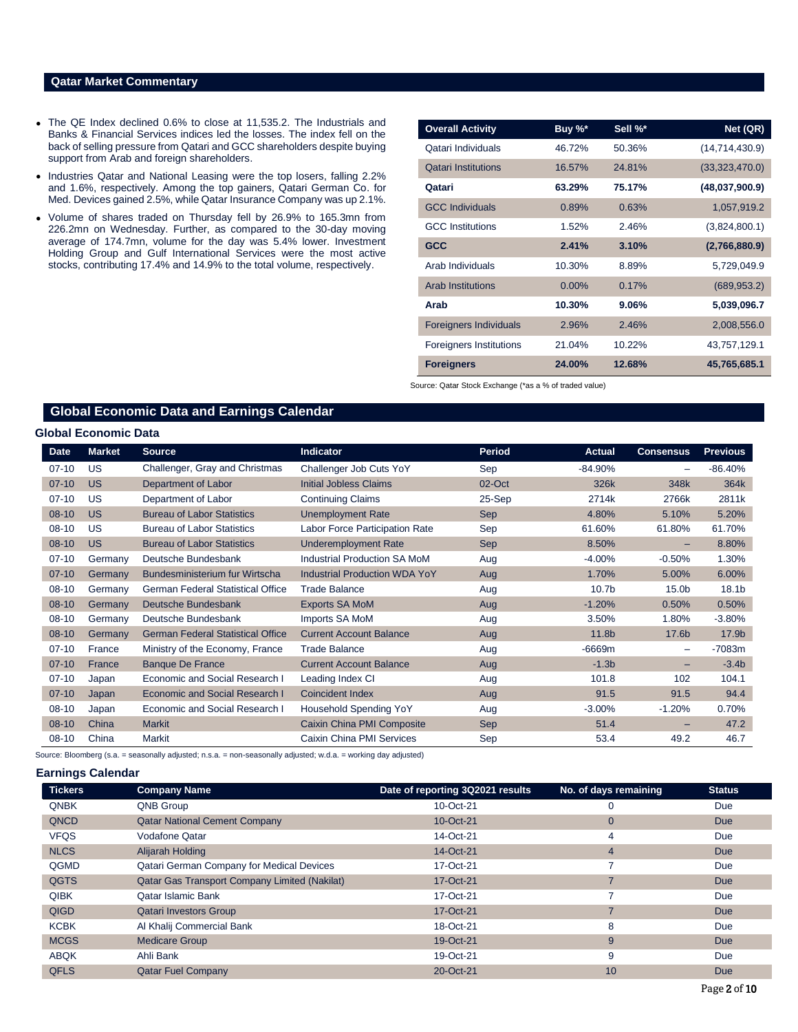## Qatar Market Commentary

- The QE Index declined 0.6% to close at 11,535.2. The Industrials and Banks & Financial Services indices led the losses. The index fell on the back of selling pressure from Qatari and GCC shareholders despite buying support from Arab and foreign shareholders.
- Industries Qatar and National Leasing were the top losers, falling 2.2% and 1.6%, respectively. Among the top gainers, Qatari German Co. for Med. Devices gained 2.5%, while Qatar Insurance Company was up 2.1%.
- Volume of shares traded on Thursday fell by 26.9% to 165.3mn from 226.2mn on Wednesday. Further, as compared to the 30-day moving average of 174.7mn, volume for the day was 5.4% lower. Investment Holding Group and Gulf International Services were the most active stocks, contributing 17.4% and 14.9% to the total volume, respectively.

| Overall Activity | Buy %* | Sell %* | Net (QR) |
|---|---|---|---|
| Qatari Individuals | 46.72% | 50.36% | (14,714,430.9) |
| Qatari Institutions | 16.57% | 24.81% | (33,323,470.0) |
| **Qatari** | **63.29%** | **75.17%** | **(48,037,900.9)** |
| GCC Individuals | 0.89% | 0.63% | 1,057,919.2 |
| GCC Institutions | 1.52% | 2.46% | (3,824,800.1) |
| **GCC** | **2.41%** | **3.10%** | **(2,766,880.9)** |
| Arab Individuals | 10.30% | 8.89% | 5,729,049.9 |
| Arab Institutions | 0.00% | 0.17% | (689,953.2) |
| **Arab** | **10.30%** | **9.06%** | **5,039,096.7** |
| Foreigners Individuals | 2.96% | 2.46% | 2,008,556.0 |
| Foreigners Institutions | 21.04% | 10.22% | 43,757,129.1 |
| **Foreigners** | **24.00%** | **12.68%** | **45,765,685.1** |

Source: Qatar Stock Exchange (*as a % of traded value)

## Global Economic Data and Earnings Calendar

### Global Economic Data

| Date | Market | Source | Indicator | Period | Actual | Consensus | Previous |
|---|---|---|---|---|---|---|---|
| 07-10 | US | Challenger, Gray and Christmas | Challenger Job Cuts YoY | Sep | -84.90% | – | -86.40% |
| 07-10 | US | Department of Labor | Initial Jobless Claims | 02-Oct | 326k | 348k | 364k |
| 07-10 | US | Department of Labor | Continuing Claims | 25-Sep | 2714k | 2766k | 2811k |
| 08-10 | US | Bureau of Labor Statistics | Unemployment Rate | Sep | 4.80% | 5.10% | 5.20% |
| 08-10 | US | Bureau of Labor Statistics | Labor Force Participation Rate | Sep | 61.60% | 61.80% | 61.70% |
| 08-10 | US | Bureau of Labor Statistics | Underemployment Rate | Sep | 8.50% | – | 8.80% |
| 07-10 | Germany | Deutsche Bundesbank | Industrial Production SA MoM | Aug | -4.00% | -0.50% | 1.30% |
| 07-10 | Germany | Bundesministerium fur Wirtscha | Industrial Production WDA YoY | Aug | 1.70% | 5.00% | 6.00% |
| 08-10 | Germany | German Federal Statistical Office | Trade Balance | Aug | 10.7b | 15.0b | 18.1b |
| 08-10 | Germany | Deutsche Bundesbank | Exports SA MoM | Aug | -1.20% | 0.50% | 0.50% |
| 08-10 | Germany | Deutsche Bundesbank | Imports SA MoM | Aug | 3.50% | 1.80% | -3.80% |
| 08-10 | Germany | German Federal Statistical Office | Current Account Balance | Aug | 11.8b | 17.6b | 17.9b |
| 07-10 | France | Ministry of the Economy, France | Trade Balance | Aug | -6669m | – | -7083m |
| 07-10 | France | Banque De France | Current Account Balance | Aug | -1.3b | – | -3.4b |
| 07-10 | Japan | Economic and Social Research I | Leading Index CI | Aug | 101.8 | 102 | 104.1 |
| 07-10 | Japan | Economic and Social Research I | Coincident Index | Aug | 91.5 | 91.5 | 94.4 |
| 08-10 | Japan | Economic and Social Research I | Household Spending YoY | Aug | -3.00% | -1.20% | 0.70% |
| 08-10 | China | Markit | Caixin China PMI Composite | Sep | 51.4 | – | 47.2 |
| 08-10 | China | Markit | Caixin China PMI Services | Sep | 53.4 | 49.2 | 46.7 |

Source: Bloomberg (s.a. = seasonally adjusted; n.s.a. = non-seasonally adjusted; w.d.a. = working day adjusted)

### Earnings Calendar

| Tickers | Company Name | Date of reporting 3Q2021 results | No. of days remaining | Status |
|---|---|---|---|---|
| QNBK | QNB Group | 10-Oct-21 | 0 | Due |
| QNCD | Qatar National Cement Company | 10-Oct-21 | 0 | Due |
| VFQS | Vodafone Qatar | 14-Oct-21 | 4 | Due |
| NLCS | Alijarah Holding | 14-Oct-21 | 4 | Due |
| QGMD | Qatari German Company for Medical Devices | 17-Oct-21 | 7 | Due |
| QGTS | Qatar Gas Transport Company Limited (Nakilat) | 17-Oct-21 | 7 | Due |
| QIBK | Qatar Islamic Bank | 17-Oct-21 | 7 | Due |
| QIGD | Qatari Investors Group | 17-Oct-21 | 7 | Due |
| KCBK | Al Khalij Commercial Bank | 18-Oct-21 | 8 | Due |
| MCGS | Medicare Group | 19-Oct-21 | 9 | Due |
| ABQK | Ahli Bank | 19-Oct-21 | 9 | Due |
| QFLS | Qatar Fuel Company | 20-Oct-21 | 10 | Due |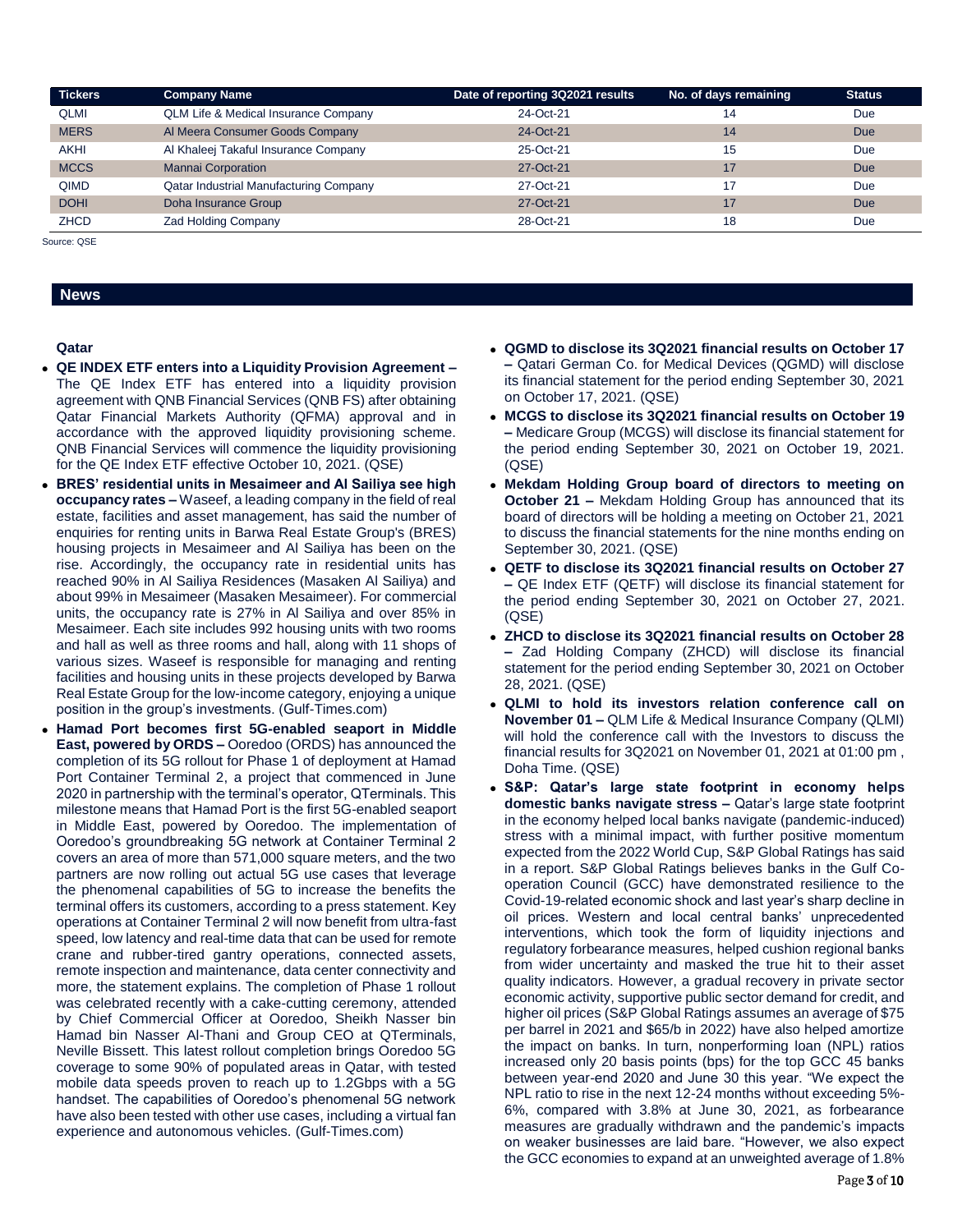| Tickers | Company Name | Date of reporting 3Q2021 results | No. of days remaining | Status |
|---|---|---|---|---|
| QLMI | QLM Life & Medical Insurance Company | 24-Oct-21 | 14 | Due |
| MERS | Al Meera Consumer Goods Company | 24-Oct-21 | 14 | Due |
| AKHI | Al Khaleej Takaful Insurance Company | 25-Oct-21 | 15 | Due |
| MCCS | Mannai Corporation | 27-Oct-21 | 17 | Due |
| QIMD | Qatar Industrial Manufacturing Company | 27-Oct-21 | 17 | Due |
| DOHI | Doha Insurance Group | 27-Oct-21 | 17 | Due |
| ZHCD | Zad Holding Company | 28-Oct-21 | 18 | Due |

Source: QSE

## News

### Qatar

- **QE INDEX ETF enters into a Liquidity Provision Agreement –** The QE Index ETF has entered into a liquidity provision agreement with QNB Financial Services (QNB FS) after obtaining Qatar Financial Markets Authority (QFMA) approval and in accordance with the approved liquidity provisioning scheme. QNB Financial Services will commence the liquidity provisioning for the QE Index ETF effective October 10, 2021. (QSE)
- **BRES' residential units in Mesaimeer and Al Sailiya see high occupancy rates –** Waseef, a leading company in the field of real estate, facilities and asset management, has said the number of enquiries for renting units in Barwa Real Estate Group's (BRES) housing projects in Mesaimeer and Al Sailiya has been on the rise. Accordingly, the occupancy rate in residential units has reached 90% in Al Sailiya Residences (Masaken Al Sailiya) and about 99% in Mesaimeer (Masaken Mesaimeer). For commercial units, the occupancy rate is 27% in Al Sailiya and over 85% in Mesaimeer. Each site includes 992 housing units with two rooms and hall as well as three rooms and hall, along with 11 shops of various sizes. Waseef is responsible for managing and renting facilities and housing units in these projects developed by Barwa Real Estate Group for the low-income category, enjoying a unique position in the group's investments. (Gulf-Times.com)
- **Hamad Port becomes first 5G-enabled seaport in Middle East, powered by ORDS –** Ooredoo (ORDS) has announced the completion of its 5G rollout for Phase 1 of deployment at Hamad Port Container Terminal 2, a project that commenced in June 2020 in partnership with the terminal's operator, QTerminals. This milestone means that Hamad Port is the first 5G-enabled seaport in Middle East, powered by Ooredoo. The implementation of Ooredoo's groundbreaking 5G network at Container Terminal 2 covers an area of more than 571,000 square meters, and the two partners are now rolling out actual 5G use cases that leverage the phenomenal capabilities of 5G to increase the benefits the terminal offers its customers, according to a press statement. Key operations at Container Terminal 2 will now benefit from ultra-fast speed, low latency and real-time data that can be used for remote crane and rubber-tired gantry operations, connected assets, remote inspection and maintenance, data center connectivity and more, the statement explains. The completion of Phase 1 rollout was celebrated recently with a cake-cutting ceremony, attended by Chief Commercial Officer at Ooredoo, Sheikh Nasser bin Hamad bin Nasser Al-Thani and Group CEO at QTerminals, Neville Bissett. This latest rollout completion brings Ooredoo 5G coverage to some 90% of populated areas in Qatar, with tested mobile data speeds proven to reach up to 1.2Gbps with a 5G handset. The capabilities of Ooredoo's phenomenal 5G network have also been tested with other use cases, including a virtual fan experience and autonomous vehicles. (Gulf-Times.com)
- **QGMD to disclose its 3Q2021 financial results on October 17 –** Qatari German Co. for Medical Devices (QGMD) will disclose its financial statement for the period ending September 30, 2021 on October 17, 2021. (QSE)
- **MCGS to disclose its 3Q2021 financial results on October 19 –** Medicare Group (MCGS) will disclose its financial statement for the period ending September 30, 2021 on October 19, 2021. (QSE)
- **Mekdam Holding Group board of directors to meeting on October 21 –** Mekdam Holding Group has announced that its board of directors will be holding a meeting on October 21, 2021 to discuss the financial statements for the nine months ending on September 30, 2021. (QSE)
- **QETF to disclose its 3Q2021 financial results on October 27 –** QE Index ETF (QETF) will disclose its financial statement for the period ending September 30, 2021 on October 27, 2021. (QSE)
- **ZHCD to disclose its 3Q2021 financial results on October 28 –** Zad Holding Company (ZHCD) will disclose its financial statement for the period ending September 30, 2021 on October 28, 2021. (QSE)
- **QLMI to hold its investors relation conference call on November 01 –** QLM Life & Medical Insurance Company (QLMI) will hold the conference call with the Investors to discuss the financial results for 3Q2021 on November 01, 2021 at 01:00 pm , Doha Time. (QSE)
- **S&P: Qatar's large state footprint in economy helps domestic banks navigate stress –** Qatar's large state footprint in the economy helped local banks navigate (pandemic-induced) stress with a minimal impact, with further positive momentum expected from the 2022 World Cup, S&P Global Ratings has said in a report. S&P Global Ratings believes banks in the Gulf Co-operation Council (GCC) have demonstrated resilience to the Covid-19-related economic shock and last year's sharp decline in oil prices. Western and local central banks' unprecedented interventions, which took the form of liquidity injections and regulatory forbearance measures, helped cushion regional banks from wider uncertainty and masked the true hit to their asset quality indicators. However, a gradual recovery in private sector economic activity, supportive public sector demand for credit, and higher oil prices (S&P Global Ratings assumes an average of $75 per barrel in 2021 and $65/b in 2022) have also helped amortize the impact on banks. In turn, nonperforming loan (NPL) ratios increased only 20 basis points (bps) for the top GCC 45 banks between year-end 2020 and June 30 this year. "We expect the NPL ratio to rise in the next 12-24 months without exceeding 5%-6%, compared with 3.8% at June 30, 2021, as forbearance measures are gradually withdrawn and the pandemic's impacts on weaker businesses are laid bare. "However, we also expect the GCC economies to expand at an unweighted average of 1.8%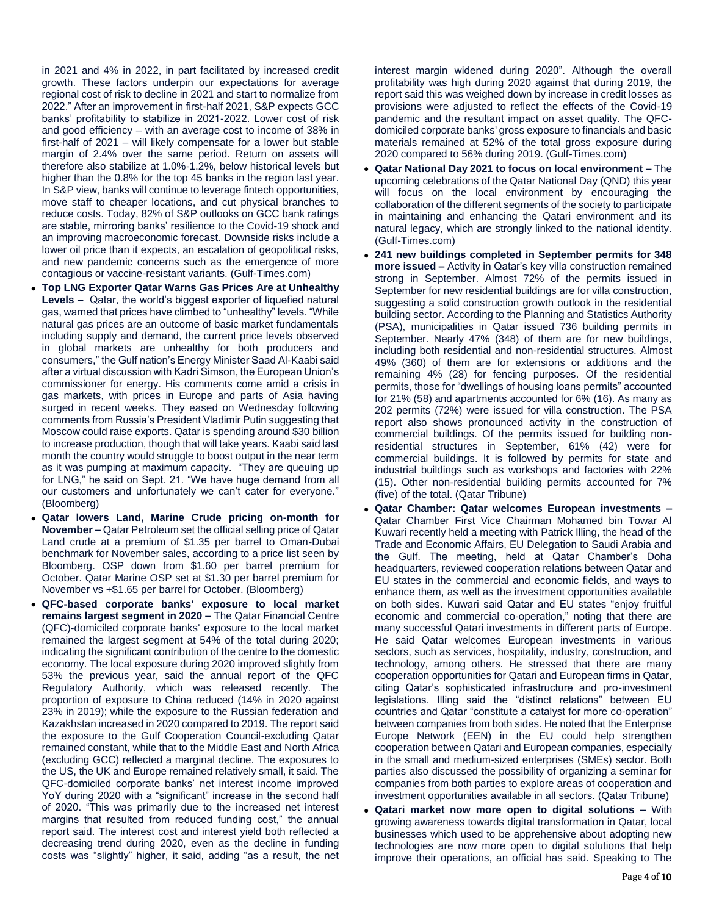in 2021 and 4% in 2022, in part facilitated by increased credit growth. These factors underpin our expectations for average regional cost of risk to decline in 2021 and start to normalize from 2022." After an improvement in first-half 2021, S&P expects GCC banks' profitability to stabilize in 2021-2022. Lower cost of risk and good efficiency – with an average cost to income of 38% in first-half of 2021 – will likely compensate for a lower but stable margin of 2.4% over the same period. Return on assets will therefore also stabilize at 1.0%-1.2%, below historical levels but higher than the 0.8% for the top 45 banks in the region last year. In S&P view, banks will continue to leverage fintech opportunities, move staff to cheaper locations, and cut physical branches to reduce costs. Today, 82% of S&P outlooks on GCC bank ratings are stable, mirroring banks' resilience to the Covid-19 shock and an improving macroeconomic forecast. Downside risks include a lower oil price than it expects, an escalation of geopolitical risks, and new pandemic concerns such as the emergence of more contagious or vaccine-resistant variants. (Gulf-Times.com)

- **Top LNG Exporter Qatar Warns Gas Prices Are at Unhealthy Levels –** Qatar, the world's biggest exporter of liquefied natural gas, warned that prices have climbed to "unhealthy" levels. "While natural gas prices are an outcome of basic market fundamentals including supply and demand, the current price levels observed in global markets are unhealthy for both producers and consumers," the Gulf nation's Energy Minister Saad Al-Kaabi said after a virtual discussion with Kadri Simson, the European Union's commissioner for energy. His comments come amid a crisis in gas markets, with prices in Europe and parts of Asia having surged in recent weeks. They eased on Wednesday following comments from Russia's President Vladimir Putin suggesting that Moscow could raise exports. Qatar is spending around $30 billion to increase production, though that will take years. Kaabi said last month the country would struggle to boost output in the near term as it was pumping at maximum capacity. "They are queuing up for LNG," he said on Sept. 21. "We have huge demand from all our customers and unfortunately we can't cater for everyone." (Bloomberg)
- **Qatar lowers Land, Marine Crude pricing on-month for November –** Qatar Petroleum set the official selling price of Qatar Land crude at a premium of $1.35 per barrel to Oman-Dubai benchmark for November sales, according to a price list seen by Bloomberg. OSP down from $1.60 per barrel premium for October. Qatar Marine OSP set at $1.30 per barrel premium for November vs +$1.65 per barrel for October. (Bloomberg)
- **QFC-based corporate banks' exposure to local market remains largest segment in 2020 –** The Qatar Financial Centre (QFC)-domiciled corporate banks' exposure to the local market remained the largest segment at 54% of the total during 2020; indicating the significant contribution of the centre to the domestic economy. The local exposure during 2020 improved slightly from 53% the previous year, said the annual report of the QFC Regulatory Authority, which was released recently. The proportion of exposure to China reduced (14% in 2020 against 23% in 2019); while the exposure to the Russian federation and Kazakhstan increased in 2020 compared to 2019. The report said the exposure to the Gulf Cooperation Council-excluding Qatar remained constant, while that to the Middle East and North Africa (excluding GCC) reflected a marginal decline. The exposures to the US, the UK and Europe remained relatively small, it said. The QFC-domiciled corporate banks' net interest income improved YoY during 2020 with a "significant" increase in the second half of 2020. "This was primarily due to the increased net interest margins that resulted from reduced funding cost," the annual report said. The interest cost and interest yield both reflected a decreasing trend during 2020, even as the decline in funding costs was "slightly" higher, it said, adding "as a result, the net interest margin widened during 2020". Although the overall profitability was high during 2020 against that during 2019, the report said this was weighed down by increase in credit losses as provisions were adjusted to reflect the effects of the Covid-19 pandemic and the resultant impact on asset quality. The QFC-domiciled corporate banks' gross exposure to financials and basic materials remained at 52% of the total gross exposure during 2020 compared to 56% during 2019. (Gulf-Times.com)
- **Qatar National Day 2021 to focus on local environment –** The upcoming celebrations of the Qatar National Day (QND) this year will focus on the local environment by encouraging the collaboration of the different segments of the society to participate in maintaining and enhancing the Qatari environment and its natural legacy, which are strongly linked to the national identity. (Gulf-Times.com)
- **241 new buildings completed in September permits for 348 more issued –** Activity in Qatar's key villa construction remained strong in September. Almost 72% of the permits issued in September for new residential buildings are for villa construction, suggesting a solid construction growth outlook in the residential building sector. According to the Planning and Statistics Authority (PSA), municipalities in Qatar issued 736 building permits in September. Nearly 47% (348) of them are for new buildings, including both residential and non-residential structures. Almost 49% (360) of them are for extensions or additions and the remaining 4% (28) for fencing purposes. Of the residential permits, those for "dwellings of housing loans permits" accounted for 21% (58) and apartments accounted for 6% (16). As many as 202 permits (72%) were issued for villa construction. The PSA report also shows pronounced activity in the construction of commercial buildings. Of the permits issued for building non-residential structures in September, 61% (42) were for commercial buildings. It is followed by permits for state and industrial buildings such as workshops and factories with 22% (15). Other non-residential building permits accounted for 7% (five) of the total. (Qatar Tribune)
- **Qatar Chamber: Qatar welcomes European investments –** Qatar Chamber First Vice Chairman Mohamed bin Towar Al Kuwari recently held a meeting with Patrick Illing, the head of the Trade and Economic Affairs, EU Delegation to Saudi Arabia and the Gulf. The meeting, held at Qatar Chamber's Doha headquarters, reviewed cooperation relations between Qatar and EU states in the commercial and economic fields, and ways to enhance them, as well as the investment opportunities available on both sides. Kuwari said Qatar and EU states "enjoy fruitful economic and commercial co-operation," noting that there are many successful Qatari investments in different parts of Europe. He said Qatar welcomes European investments in various sectors, such as services, hospitality, industry, construction, and technology, among others. He stressed that there are many cooperation opportunities for Qatari and European firms in Qatar, citing Qatar's sophisticated infrastructure and pro-investment legislations. Illing said the "distinct relations" between EU countries and Qatar "constitute a catalyst for more co-operation" between companies from both sides. He noted that the Enterprise Europe Network (EEN) in the EU could help strengthen cooperation between Qatari and European companies, especially in the small and medium-sized enterprises (SMEs) sector. Both parties also discussed the possibility of organizing a seminar for companies from both parties to explore areas of cooperation and investment opportunities available in all sectors. (Qatar Tribune)
- **Qatari market now more open to digital solutions –** With growing awareness towards digital transformation in Qatar, local businesses which used to be apprehensive about adopting new technologies are now more open to digital solutions that help improve their operations, an official has said. Speaking to The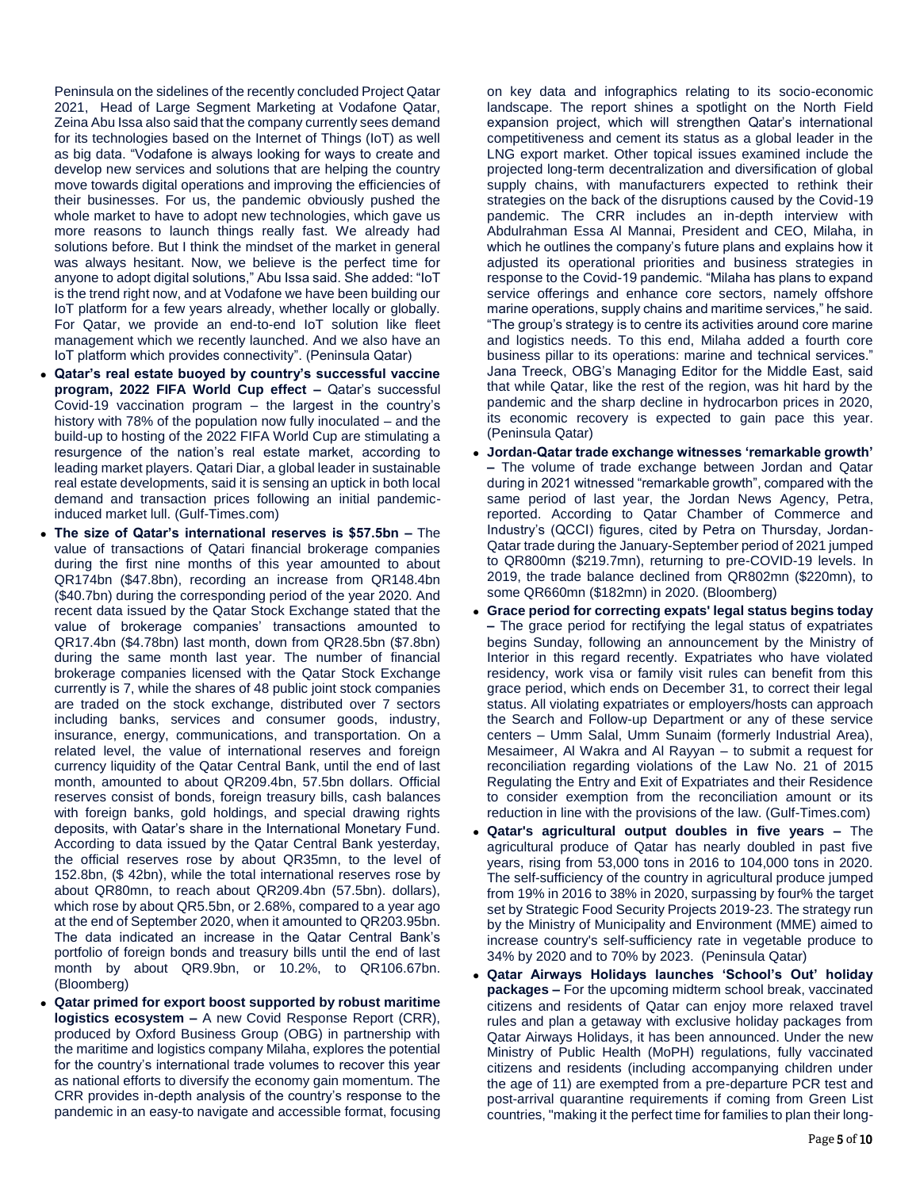Peninsula on the sidelines of the recently concluded Project Qatar 2021, Head of Large Segment Marketing at Vodafone Qatar, Zeina Abu Issa also said that the company currently sees demand for its technologies based on the Internet of Things (IoT) as well as big data. "Vodafone is always looking for ways to create and develop new services and solutions that are helping the country move towards digital operations and improving the efficiencies of their businesses. For us, the pandemic obviously pushed the whole market to have to adopt new technologies, which gave us more reasons to launch things really fast. We already had solutions before. But I think the mindset of the market in general was always hesitant. Now, we believe is the perfect time for anyone to adopt digital solutions," Abu Issa said. She added: "IoT is the trend right now, and at Vodafone we have been building our IoT platform for a few years already, whether locally or globally. For Qatar, we provide an end-to-end IoT solution like fleet management which we recently launched. And we also have an IoT platform which provides connectivity". (Peninsula Qatar)

- **Qatar's real estate buoyed by country's successful vaccine program, 2022 FIFA World Cup effect –** Qatar's successful Covid-19 vaccination program – the largest in the country's history with 78% of the population now fully inoculated – and the build-up to hosting of the 2022 FIFA World Cup are stimulating a resurgence of the nation's real estate market, according to leading market players. Qatari Diar, a global leader in sustainable real estate developments, said it is sensing an uptick in both local demand and transaction prices following an initial pandemic-induced market lull. (Gulf-Times.com)
- **The size of Qatar's international reserves is $57.5bn –** The value of transactions of Qatari financial brokerage companies during the first nine months of this year amounted to about QR174bn ($47.8bn), recording an increase from QR148.4bn ($40.7bn) during the corresponding period of the year 2020. And recent data issued by the Qatar Stock Exchange stated that the value of brokerage companies' transactions amounted to QR17.4bn ($4.78bn) last month, down from QR28.5bn ($7.8bn) during the same month last year. The number of financial brokerage companies licensed with the Qatar Stock Exchange currently is 7, while the shares of 48 public joint stock companies are traded on the stock exchange, distributed over 7 sectors including banks, services and consumer goods, industry, insurance, energy, communications, and transportation. On a related level, the value of international reserves and foreign currency liquidity of the Qatar Central Bank, until the end of last month, amounted to about QR209.4bn, 57.5bn dollars. Official reserves consist of bonds, foreign treasury bills, cash balances with foreign banks, gold holdings, and special drawing rights deposits, with Qatar's share in the International Monetary Fund. According to data issued by the Qatar Central Bank yesterday, the official reserves rose by about QR35mn, to the level of 152.8bn, ($ 42bn), while the total international reserves rose by about QR80mn, to reach about QR209.4bn (57.5bn). dollars), which rose by about QR5.5bn, or 2.68%, compared to a year ago at the end of September 2020, when it amounted to QR203.95bn. The data indicated an increase in the Qatar Central Bank's portfolio of foreign bonds and treasury bills until the end of last month by about QR9.9bn, or 10.2%, to QR106.67bn. (Bloomberg)
- **Qatar primed for export boost supported by robust maritime logistics ecosystem –** A new Covid Response Report (CRR), produced by Oxford Business Group (OBG) in partnership with the maritime and logistics company Milaha, explores the potential for the country's international trade volumes to recover this year as national efforts to diversify the economy gain momentum. The CRR provides in-depth analysis of the country's response to the pandemic in an easy-to navigate and accessible format, focusing on key data and infographics relating to its socio-economic landscape. The report shines a spotlight on the North Field expansion project, which will strengthen Qatar's international competitiveness and cement its status as a global leader in the LNG export market. Other topical issues examined include the projected long-term decentralization and diversification of global supply chains, with manufacturers expected to rethink their strategies on the back of the disruptions caused by the Covid-19 pandemic. The CRR includes an in-depth interview with Abdulrahman Essa Al Mannai, President and CEO, Milaha, in which he outlines the company's future plans and explains how it adjusted its operational priorities and business strategies in response to the Covid-19 pandemic. "Milaha has plans to expand service offerings and enhance core sectors, namely offshore marine operations, supply chains and maritime services," he said. "The group's strategy is to centre its activities around core marine and logistics needs. To this end, Milaha added a fourth core business pillar to its operations: marine and technical services." Jana Treeck, OBG's Managing Editor for the Middle East, said that while Qatar, like the rest of the region, was hit hard by the pandemic and the sharp decline in hydrocarbon prices in 2020, its economic recovery is expected to gain pace this year. (Peninsula Qatar)
- **Jordan-Qatar trade exchange witnesses 'remarkable growth' –** The volume of trade exchange between Jordan and Qatar during in 2021 witnessed "remarkable growth", compared with the same period of last year, the Jordan News Agency, Petra, reported. According to Qatar Chamber of Commerce and Industry's (QCCI) figures, cited by Petra on Thursday, Jordan-Qatar trade during the January-September period of 2021 jumped to QR800mn ($219.7mn), returning to pre-COVID-19 levels. In 2019, the trade balance declined from QR802mn ($220mn), to some QR660mn ($182mn) in 2020. (Bloomberg)
- **Grace period for correcting expats' legal status begins today –** The grace period for rectifying the legal status of expatriates begins Sunday, following an announcement by the Ministry of Interior in this regard recently. Expatriates who have violated residency, work visa or family visit rules can benefit from this grace period, which ends on December 31, to correct their legal status. All violating expatriates or employers/hosts can approach the Search and Follow-up Department or any of these service centers – Umm Salal, Umm Sunaim (formerly Industrial Area), Mesaimeer, Al Wakra and Al Rayyan – to submit a request for reconciliation regarding violations of the Law No. 21 of 2015 Regulating the Entry and Exit of Expatriates and their Residence to consider exemption from the reconciliation amount or its reduction in line with the provisions of the law. (Gulf-Times.com)
- **Qatar's agricultural output doubles in five years –** The agricultural produce of Qatar has nearly doubled in past five years, rising from 53,000 tons in 2016 to 104,000 tons in 2020. The self-sufficiency of the country in agricultural produce jumped from 19% in 2016 to 38% in 2020, surpassing by four% the target set by Strategic Food Security Projects 2019-23. The strategy run by the Ministry of Municipality and Environment (MME) aimed to increase country's self-sufficiency rate in vegetable produce to 34% by 2020 and to 70% by 2023. (Peninsula Qatar)
- **Qatar Airways Holidays launches 'School's Out' holiday packages –** For the upcoming midterm school break, vaccinated citizens and residents of Qatar can enjoy more relaxed travel rules and plan a getaway with exclusive holiday packages from Qatar Airways Holidays, it has been announced. Under the new Ministry of Public Health (MoPH) regulations, fully vaccinated citizens and residents (including accompanying children under the age of 11) are exempted from a pre-departure PCR test and post-arrival quarantine requirements if coming from Green List countries, "making it the perfect time for families to plan their long-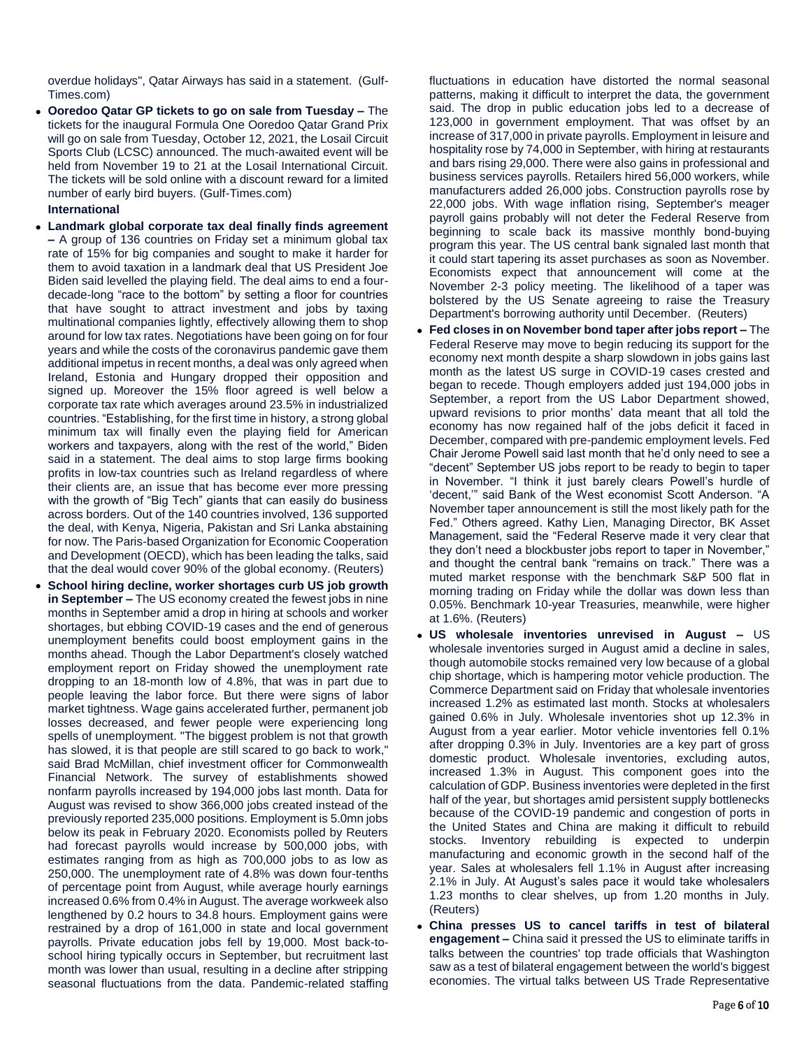overdue holidays", Qatar Airways has said in a statement. (Gulf-Times.com)

- **Ooredoo Qatar GP tickets to go on sale from Tuesday –** The tickets for the inaugural Formula One Ooredoo Qatar Grand Prix will go on sale from Tuesday, October 12, 2021, the Losail Circuit Sports Club (LCSC) announced. The much-awaited event will be held from November 19 to 21 at the Losail International Circuit. The tickets will be sold online with a discount reward for a limited number of early bird buyers. (Gulf-Times.com)

**International**

- **Landmark global corporate tax deal finally finds agreement –** A group of 136 countries on Friday set a minimum global tax rate of 15% for big companies and sought to make it harder for them to avoid taxation in a landmark deal that US President Joe Biden said levelled the playing field. The deal aims to end a four-decade-long "race to the bottom" by setting a floor for countries that have sought to attract investment and jobs by taxing multinational companies lightly, effectively allowing them to shop around for low tax rates. Negotiations have been going on for four years and while the costs of the coronavirus pandemic gave them additional impetus in recent months, a deal was only agreed when Ireland, Estonia and Hungary dropped their opposition and signed up. Moreover the 15% floor agreed is well below a corporate tax rate which averages around 23.5% in industrialized countries. "Establishing, for the first time in history, a strong global minimum tax will finally even the playing field for American workers and taxpayers, along with the rest of the world," Biden said in a statement. The deal aims to stop large firms booking profits in low-tax countries such as Ireland regardless of where their clients are, an issue that has become ever more pressing with the growth of "Big Tech" giants that can easily do business across borders. Out of the 140 countries involved, 136 supported the deal, with Kenya, Nigeria, Pakistan and Sri Lanka abstaining for now. The Paris-based Organization for Economic Cooperation and Development (OECD), which has been leading the talks, said that the deal would cover 90% of the global economy. (Reuters)
- **School hiring decline, worker shortages curb US job growth in September –** The US economy created the fewest jobs in nine months in September amid a drop in hiring at schools and worker shortages, but ebbing COVID-19 cases and the end of generous unemployment benefits could boost employment gains in the months ahead. Though the Labor Department's closely watched employment report on Friday showed the unemployment rate dropping to an 18-month low of 4.8%, that was in part due to people leaving the labor force. But there were signs of labor market tightness. Wage gains accelerated further, permanent job losses decreased, and fewer people were experiencing long spells of unemployment. "The biggest problem is not that growth has slowed, it is that people are still scared to go back to work," said Brad McMillan, chief investment officer for Commonwealth Financial Network. The survey of establishments showed nonfarm payrolls increased by 194,000 jobs last month. Data for August was revised to show 366,000 jobs created instead of the previously reported 235,000 positions. Employment is 5.0mn jobs below its peak in February 2020. Economists polled by Reuters had forecast payrolls would increase by 500,000 jobs, with estimates ranging from as high as 700,000 jobs to as low as 250,000. The unemployment rate of 4.8% was down four-tenths of percentage point from August, while average hourly earnings increased 0.6% from 0.4% in August. The average workweek also lengthened by 0.2 hours to 34.8 hours. Employment gains were restrained by a drop of 161,000 in state and local government payrolls. Private education jobs fell by 19,000. Most back-to-school hiring typically occurs in September, but recruitment last month was lower than usual, resulting in a decline after stripping seasonal fluctuations from the data. Pandemic-related staffing fluctuations in education have distorted the normal seasonal patterns, making it difficult to interpret the data, the government said. The drop in public education jobs led to a decrease of 123,000 in government employment. That was offset by an increase of 317,000 in private payrolls. Employment in leisure and hospitality rose by 74,000 in September, with hiring at restaurants and bars rising 29,000. There were also gains in professional and business services payrolls. Retailers hired 56,000 workers, while manufacturers added 26,000 jobs. Construction payrolls rose by 22,000 jobs. With wage inflation rising, September's meager payroll gains probably will not deter the Federal Reserve from beginning to scale back its massive monthly bond-buying program this year. The US central bank signaled last month that it could start tapering its asset purchases as soon as November. Economists expect that announcement will come at the November 2-3 policy meeting. The likelihood of a taper was bolstered by the US Senate agreeing to raise the Treasury Department's borrowing authority until December. (Reuters)
- **Fed closes in on November bond taper after jobs report –** The Federal Reserve may move to begin reducing its support for the economy next month despite a sharp slowdown in jobs gains last month as the latest US surge in COVID-19 cases crested and began to recede. Though employers added just 194,000 jobs in September, a report from the US Labor Department showed, upward revisions to prior months' data meant that all told the economy has now regained half of the jobs deficit it faced in December, compared with pre-pandemic employment levels. Fed Chair Jerome Powell said last month that he'd only need to see a "decent" September US jobs report to be ready to begin to taper in November. "I think it just barely clears Powell's hurdle of 'decent,'" said Bank of the West economist Scott Anderson. "A November taper announcement is still the most likely path for the Fed." Others agreed. Kathy Lien, Managing Director, BK Asset Management, said the "Federal Reserve made it very clear that they don't need a blockbuster jobs report to taper in November," and thought the central bank "remains on track." There was a muted market response with the benchmark S&P 500 flat in morning trading on Friday while the dollar was down less than 0.05%. Benchmark 10-year Treasuries, meanwhile, were higher at 1.6%. (Reuters)
- **US wholesale inventories unrevised in August –** US wholesale inventories surged in August amid a decline in sales, though automobile stocks remained very low because of a global chip shortage, which is hampering motor vehicle production. The Commerce Department said on Friday that wholesale inventories increased 1.2% as estimated last month. Stocks at wholesalers gained 0.6% in July. Wholesale inventories shot up 12.3% in August from a year earlier. Motor vehicle inventories fell 0.1% after dropping 0.3% in July. Inventories are a key part of gross domestic product. Wholesale inventories, excluding autos, increased 1.3% in August. This component goes into the calculation of GDP. Business inventories were depleted in the first half of the year, but shortages amid persistent supply bottlenecks because of the COVID-19 pandemic and congestion of ports in the United States and China are making it difficult to rebuild stocks. Inventory rebuilding is expected to underpin manufacturing and economic growth in the second half of the year. Sales at wholesalers fell 1.1% in August after increasing 2.1% in July. At August's sales pace it would take wholesalers 1.23 months to clear shelves, up from 1.20 months in July. (Reuters)
- **China presses US to cancel tariffs in test of bilateral engagement –** China said it pressed the US to eliminate tariffs in talks between the countries' top trade officials that Washington saw as a test of bilateral engagement between the world's biggest economies. The virtual talks between US Trade Representative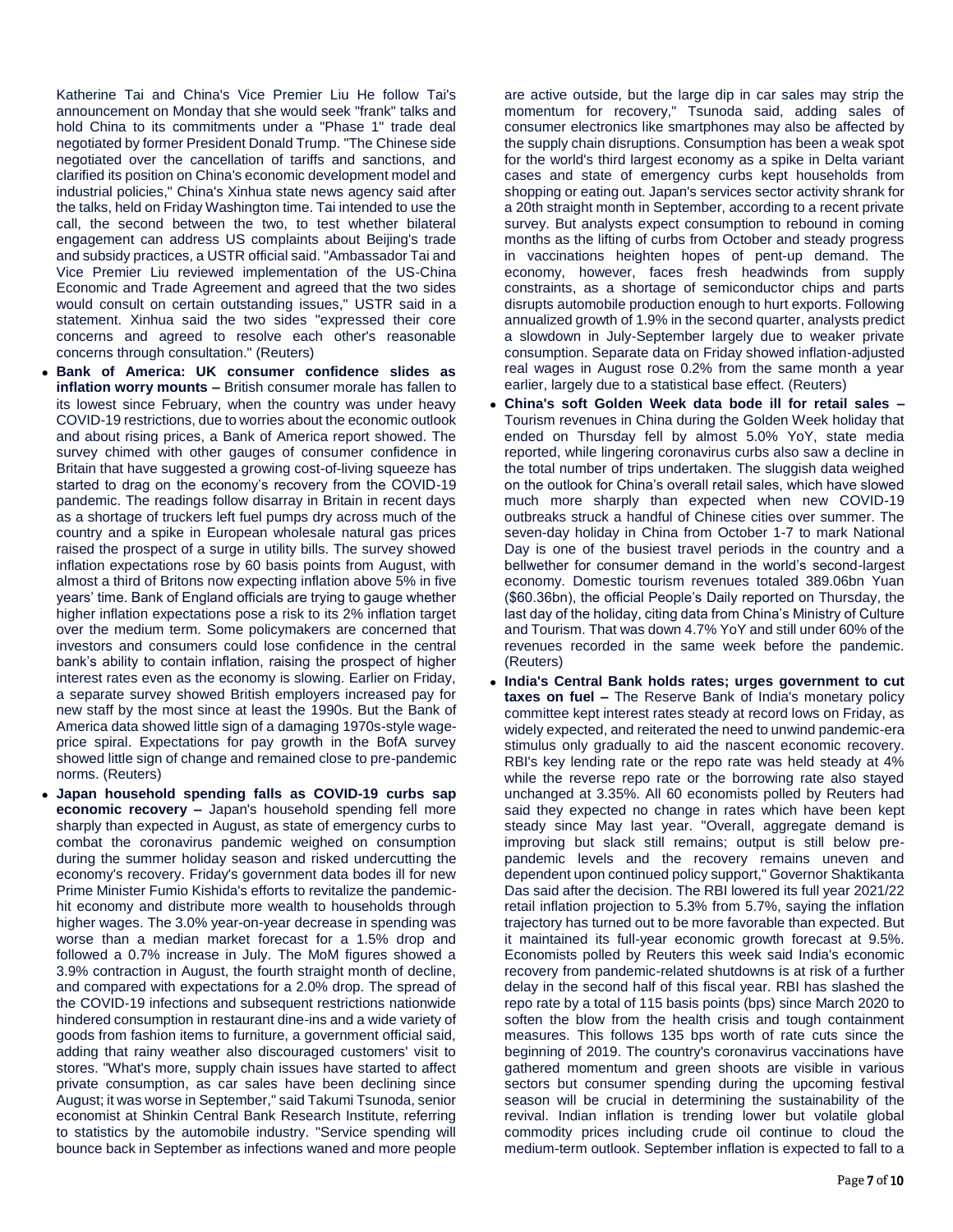Katherine Tai and China's Vice Premier Liu He follow Tai's announcement on Monday that she would seek "frank" talks and hold China to its commitments under a "Phase 1" trade deal negotiated by former President Donald Trump. "The Chinese side negotiated over the cancellation of tariffs and sanctions, and clarified its position on China's economic development model and industrial policies," China's Xinhua state news agency said after the talks, held on Friday Washington time. Tai intended to use the call, the second between the two, to test whether bilateral engagement can address US complaints about Beijing's trade and subsidy practices, a USTR official said. "Ambassador Tai and Vice Premier Liu reviewed implementation of the US-China Economic and Trade Agreement and agreed that the two sides would consult on certain outstanding issues," USTR said in a statement. Xinhua said the two sides "expressed their core concerns and agreed to resolve each other's reasonable concerns through consultation." (Reuters)

- **Bank of America: UK consumer confidence slides as inflation worry mounts –** British consumer morale has fallen to its lowest since February, when the country was under heavy COVID-19 restrictions, due to worries about the economic outlook and about rising prices, a Bank of America report showed. The survey chimed with other gauges of consumer confidence in Britain that have suggested a growing cost-of-living squeeze has started to drag on the economy's recovery from the COVID-19 pandemic. The readings follow disarray in Britain in recent days as a shortage of truckers left fuel pumps dry across much of the country and a spike in European wholesale natural gas prices raised the prospect of a surge in utility bills. The survey showed inflation expectations rose by 60 basis points from August, with almost a third of Britons now expecting inflation above 5% in five years' time. Bank of England officials are trying to gauge whether higher inflation expectations pose a risk to its 2% inflation target over the medium term. Some policymakers are concerned that investors and consumers could lose confidence in the central bank's ability to contain inflation, raising the prospect of higher interest rates even as the economy is slowing. Earlier on Friday, a separate survey showed British employers increased pay for new staff by the most since at least the 1990s. But the Bank of America data showed little sign of a damaging 1970s-style wage-price spiral. Expectations for pay growth in the BofA survey showed little sign of change and remained close to pre-pandemic norms. (Reuters)
- **Japan household spending falls as COVID-19 curbs sap economic recovery –** Japan's household spending fell more sharply than expected in August, as state of emergency curbs to combat the coronavirus pandemic weighed on consumption during the summer holiday season and risked undercutting the economy's recovery. Friday's government data bodes ill for new Prime Minister Fumio Kishida's efforts to revitalize the pandemic-hit economy and distribute more wealth to households through higher wages. The 3.0% year-on-year decrease in spending was worse than a median market forecast for a 1.5% drop and followed a 0.7% increase in July. The MoM figures showed a 3.9% contraction in August, the fourth straight month of decline, and compared with expectations for a 2.0% drop. The spread of the COVID-19 infections and subsequent restrictions nationwide hindered consumption in restaurant dine-ins and a wide variety of goods from fashion items to furniture, a government official said, adding that rainy weather also discouraged customers' visit to stores. "What's more, supply chain issues have started to affect private consumption, as car sales have been declining since August; it was worse in September," said Takumi Tsunoda, senior economist at Shinkin Central Bank Research Institute, referring to statistics by the automobile industry. "Service spending will bounce back in September as infections waned and more people are active outside, but the large dip in car sales may strip the momentum for recovery," Tsunoda said, adding sales of consumer electronics like smartphones may also be affected by the supply chain disruptions. Consumption has been a weak spot for the world's third largest economy as a spike in Delta variant cases and state of emergency curbs kept households from shopping or eating out. Japan's services sector activity shrank for a 20th straight month in September, according to a recent private survey. But analysts expect consumption to rebound in coming months as the lifting of curbs from October and steady progress in vaccinations heighten hopes of pent-up demand. The economy, however, faces fresh headwinds from supply constraints, as a shortage of semiconductor chips and parts disrupts automobile production enough to hurt exports. Following annualized growth of 1.9% in the second quarter, analysts predict a slowdown in July-September largely due to weaker private consumption. Separate data on Friday showed inflation-adjusted real wages in August rose 0.2% from the same month a year earlier, largely due to a statistical base effect. (Reuters)
- **China's soft Golden Week data bode ill for retail sales –** Tourism revenues in China during the Golden Week holiday that ended on Thursday fell by almost 5.0% YoY, state media reported, while lingering coronavirus curbs also saw a decline in the total number of trips undertaken. The sluggish data weighed on the outlook for China's overall retail sales, which have slowed much more sharply than expected when new COVID-19 outbreaks struck a handful of Chinese cities over summer. The seven-day holiday in China from October 1-7 to mark National Day is one of the busiest travel periods in the country and a bellwether for consumer demand in the world's second-largest economy. Domestic tourism revenues totaled 389.06bn Yuan ($60.36bn), the official People's Daily reported on Thursday, the last day of the holiday, citing data from China's Ministry of Culture and Tourism. That was down 4.7% YoY and still under 60% of the revenues recorded in the same week before the pandemic. (Reuters)
- **India's Central Bank holds rates; urges government to cut taxes on fuel –** The Reserve Bank of India's monetary policy committee kept interest rates steady at record lows on Friday, as widely expected, and reiterated the need to unwind pandemic-era stimulus only gradually to aid the nascent economic recovery. RBI's key lending rate or the repo rate was held steady at 4% while the reverse repo rate or the borrowing rate also stayed unchanged at 3.35%. All 60 economists polled by Reuters had said they expected no change in rates which have been kept steady since May last year. "Overall, aggregate demand is improving but slack still remains; output is still below pre-pandemic levels and the recovery remains uneven and dependent upon continued policy support," Governor Shaktikanta Das said after the decision. The RBI lowered its full year 2021/22 retail inflation projection to 5.3% from 5.7%, saying the inflation trajectory has turned out to be more favorable than expected. But it maintained its full-year economic growth forecast at 9.5%. Economists polled by Reuters this week said India's economic recovery from pandemic-related shutdowns is at risk of a further delay in the second half of this fiscal year. RBI has slashed the repo rate by a total of 115 basis points (bps) since March 2020 to soften the blow from the health crisis and tough containment measures. This follows 135 bps worth of rate cuts since the beginning of 2019. The country's coronavirus vaccinations have gathered momentum and green shoots are visible in various sectors but consumer spending during the upcoming festival season will be crucial in determining the sustainability of the revival. Indian inflation is trending lower but volatile global commodity prices including crude oil continue to cloud the medium-term outlook. September inflation is expected to fall to a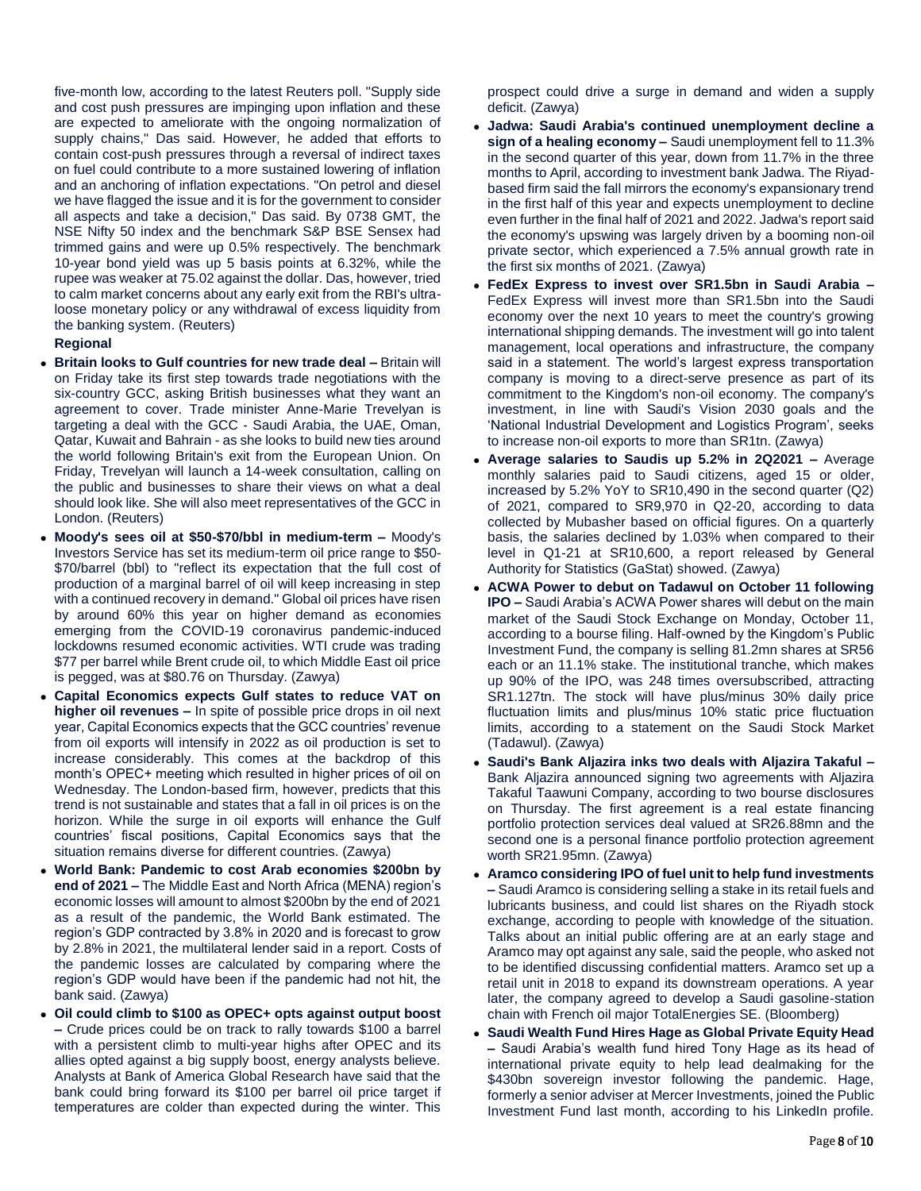five-month low, according to the latest Reuters poll. "Supply side and cost push pressures are impinging upon inflation and these are expected to ameliorate with the ongoing normalization of supply chains," Das said. However, he added that efforts to contain cost-push pressures through a reversal of indirect taxes on fuel could contribute to a more sustained lowering of inflation and an anchoring of inflation expectations. "On petrol and diesel we have flagged the issue and it is for the government to consider all aspects and take a decision," Das said. By 0738 GMT, the NSE Nifty 50 index and the benchmark S&P BSE Sensex had trimmed gains and were up 0.5% respectively. The benchmark 10-year bond yield was up 5 basis points at 6.32%, while the rupee was weaker at 75.02 against the dollar. Das, however, tried to calm market concerns about any early exit from the RBI's ultra-loose monetary policy or any withdrawal of excess liquidity from the banking system. (Reuters)

**Regional**

- **Britain looks to Gulf countries for new trade deal –** Britain will on Friday take its first step towards trade negotiations with the six-country GCC, asking British businesses what they want an agreement to cover. Trade minister Anne-Marie Trevelyan is targeting a deal with the GCC - Saudi Arabia, the UAE, Oman, Qatar, Kuwait and Bahrain - as she looks to build new ties around the world following Britain's exit from the European Union. On Friday, Trevelyan will launch a 14-week consultation, calling on the public and businesses to share their views on what a deal should look like. She will also meet representatives of the GCC in London. (Reuters)
- **Moody's sees oil at $50-$70/bbl in medium-term –** Moody's Investors Service has set its medium-term oil price range to $50-$70/barrel (bbl) to "reflect its expectation that the full cost of production of a marginal barrel of oil will keep increasing in step with a continued recovery in demand." Global oil prices have risen by around 60% this year on higher demand as economies emerging from the COVID-19 coronavirus pandemic-induced lockdowns resumed economic activities. WTI crude was trading $77 per barrel while Brent crude oil, to which Middle East oil price is pegged, was at $80.76 on Thursday. (Zawya)
- **Capital Economics expects Gulf states to reduce VAT on higher oil revenues –** In spite of possible price drops in oil next year, Capital Economics expects that the GCC countries' revenue from oil exports will intensify in 2022 as oil production is set to increase considerably. This comes at the backdrop of this month's OPEC+ meeting which resulted in higher prices of oil on Wednesday. The London-based firm, however, predicts that this trend is not sustainable and states that a fall in oil prices is on the horizon. While the surge in oil exports will enhance the Gulf countries' fiscal positions, Capital Economics says that the situation remains diverse for different countries. (Zawya)
- **World Bank: Pandemic to cost Arab economies $200bn by end of 2021 –** The Middle East and North Africa (MENA) region's economic losses will amount to almost $200bn by the end of 2021 as a result of the pandemic, the World Bank estimated. The region's GDP contracted by 3.8% in 2020 and is forecast to grow by 2.8% in 2021, the multilateral lender said in a report. Costs of the pandemic losses are calculated by comparing where the region's GDP would have been if the pandemic had not hit, the bank said. (Zawya)
- **Oil could climb to $100 as OPEC+ opts against output boost –** Crude prices could be on track to rally towards $100 a barrel with a persistent climb to multi-year highs after OPEC and its allies opted against a big supply boost, energy analysts believe. Analysts at Bank of America Global Research have said that the bank could bring forward its $100 per barrel oil price target if temperatures are colder than expected during the winter. This prospect could drive a surge in demand and widen a supply deficit. (Zawya)
- **Jadwa: Saudi Arabia's continued unemployment decline a sign of a healing economy –** Saudi unemployment fell to 11.3% in the second quarter of this year, down from 11.7% in the three months to April, according to investment bank Jadwa. The Riyad-based firm said the fall mirrors the economy's expansionary trend in the first half of this year and expects unemployment to decline even further in the final half of 2021 and 2022. Jadwa's report said the economy's upswing was largely driven by a booming non-oil private sector, which experienced a 7.5% annual growth rate in the first six months of 2021. (Zawya)
- **FedEx Express to invest over SR1.5bn in Saudi Arabia –** FedEx Express will invest more than SR1.5bn into the Saudi economy over the next 10 years to meet the country's growing international shipping demands. The investment will go into talent management, local operations and infrastructure, the company said in a statement. The world's largest express transportation company is moving to a direct-serve presence as part of its commitment to the Kingdom's non-oil economy. The company's investment, in line with Saudi's Vision 2030 goals and the 'National Industrial Development and Logistics Program', seeks to increase non-oil exports to more than SR1tn. (Zawya)
- **Average salaries to Saudis up 5.2% in 2Q2021 –** Average monthly salaries paid to Saudi citizens, aged 15 or older, increased by 5.2% YoY to SR10,490 in the second quarter (Q2) of 2021, compared to SR9,970 in Q2-20, according to data collected by Mubasher based on official figures. On a quarterly basis, the salaries declined by 1.03% when compared to their level in Q1-21 at SR10,600, a report released by General Authority for Statistics (GaStat) showed. (Zawya)
- **ACWA Power to debut on Tadawul on October 11 following IPO –** Saudi Arabia's ACWA Power shares will debut on the main market of the Saudi Stock Exchange on Monday, October 11, according to a bourse filing. Half-owned by the Kingdom's Public Investment Fund, the company is selling 81.2mn shares at SR56 each or an 11.1% stake. The institutional tranche, which makes up 90% of the IPO, was 248 times oversubscribed, attracting SR1.127tn. The stock will have plus/minus 30% daily price fluctuation limits and plus/minus 10% static price fluctuation limits, according to a statement on the Saudi Stock Market (Tadawul). (Zawya)
- **Saudi's Bank Aljazira inks two deals with Aljazira Takaful –** Bank Aljazira announced signing two agreements with Aljazira Takaful Taawuni Company, according to two bourse disclosures on Thursday. The first agreement is a real estate financing portfolio protection services deal valued at SR26.88mn and the second one is a personal finance portfolio protection agreement worth SR21.95mn. (Zawya)
- **Aramco considering IPO of fuel unit to help fund investments –** Saudi Aramco is considering selling a stake in its retail fuels and lubricants business, and could list shares on the Riyadh stock exchange, according to people with knowledge of the situation. Talks about an initial public offering are at an early stage and Aramco may opt against any sale, said the people, who asked not to be identified discussing confidential matters. Aramco set up a retail unit in 2018 to expand its downstream operations. A year later, the company agreed to develop a Saudi gasoline-station chain with French oil major TotalEnergies SE. (Bloomberg)
- **Saudi Wealth Fund Hires Hage as Global Private Equity Head –** Saudi Arabia's wealth fund hired Tony Hage as its head of international private equity to help lead dealmaking for the $430bn sovereign investor following the pandemic. Hage, formerly a senior adviser at Mercer Investments, joined the Public Investment Fund last month, according to his LinkedIn profile.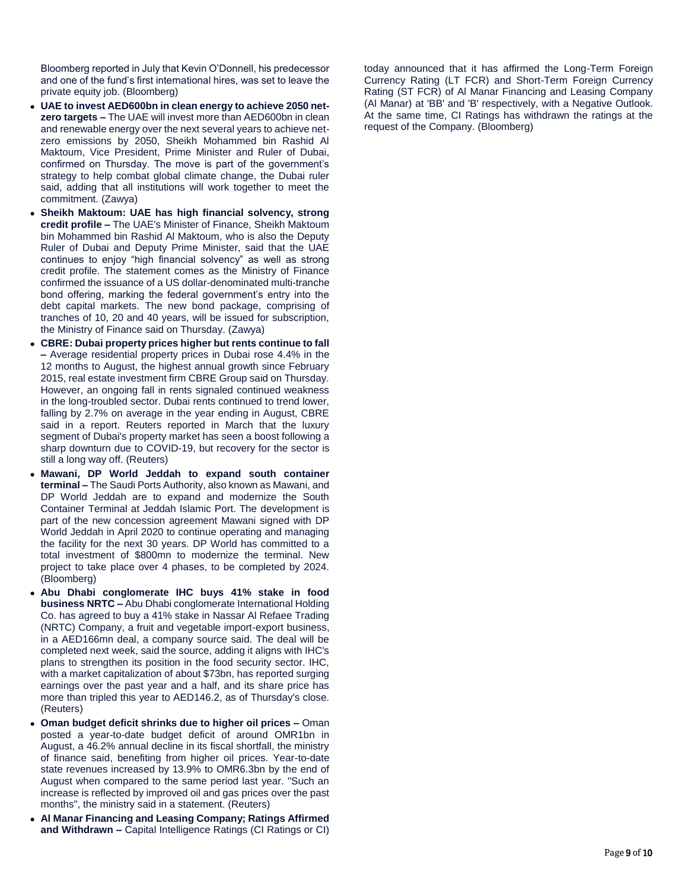Bloomberg reported in July that Kevin O'Donnell, his predecessor and one of the fund's first international hires, was set to leave the private equity job. (Bloomberg)

- **UAE to invest AED600bn in clean energy to achieve 2050 net-zero targets –** The UAE will invest more than AED600bn in clean and renewable energy over the next several years to achieve net-zero emissions by 2050, Sheikh Mohammed bin Rashid Al Maktoum, Vice President, Prime Minister and Ruler of Dubai, confirmed on Thursday. The move is part of the government's strategy to help combat global climate change, the Dubai ruler said, adding that all institutions will work together to meet the commitment. (Zawya)
- **Sheikh Maktoum: UAE has high financial solvency, strong credit profile –** The UAE's Minister of Finance, Sheikh Maktoum bin Mohammed bin Rashid Al Maktoum, who is also the Deputy Ruler of Dubai and Deputy Prime Minister, said that the UAE continues to enjoy "high financial solvency" as well as strong credit profile. The statement comes as the Ministry of Finance confirmed the issuance of a US dollar-denominated multi-tranche bond offering, marking the federal government's entry into the debt capital markets. The new bond package, comprising of tranches of 10, 20 and 40 years, will be issued for subscription, the Ministry of Finance said on Thursday. (Zawya)
- **CBRE: Dubai property prices higher but rents continue to fall –** Average residential property prices in Dubai rose 4.4% in the 12 months to August, the highest annual growth since February 2015, real estate investment firm CBRE Group said on Thursday. However, an ongoing fall in rents signaled continued weakness in the long-troubled sector. Dubai rents continued to trend lower, falling by 2.7% on average in the year ending in August, CBRE said in a report. Reuters reported in March that the luxury segment of Dubai's property market has seen a boost following a sharp downturn due to COVID-19, but recovery for the sector is still a long way off. (Reuters)
- **Mawani, DP World Jeddah to expand south container terminal –** The Saudi Ports Authority, also known as Mawani, and DP World Jeddah are to expand and modernize the South Container Terminal at Jeddah Islamic Port. The development is part of the new concession agreement Mawani signed with DP World Jeddah in April 2020 to continue operating and managing the facility for the next 30 years. DP World has committed to a total investment of $800mn to modernize the terminal. New project to take place over 4 phases, to be completed by 2024. (Bloomberg)
- **Abu Dhabi conglomerate IHC buys 41% stake in food business NRTC –** Abu Dhabi conglomerate International Holding Co. has agreed to buy a 41% stake in Nassar Al Refaee Trading (NRTC) Company, a fruit and vegetable import-export business, in a AED166mn deal, a company source said. The deal will be completed next week, said the source, adding it aligns with IHC's plans to strengthen its position in the food security sector. IHC, with a market capitalization of about $73bn, has reported surging earnings over the past year and a half, and its share price has more than tripled this year to AED146.2, as of Thursday's close. (Reuters)
- **Oman budget deficit shrinks due to higher oil prices –** Oman posted a year-to-date budget deficit of around OMR1bn in August, a 46.2% annual decline in its fiscal shortfall, the ministry of finance said, benefiting from higher oil prices. Year-to-date state revenues increased by 13.9% to OMR6.3bn by the end of August when compared to the same period last year. "Such an increase is reflected by improved oil and gas prices over the past months", the ministry said in a statement. (Reuters)
- **Al Manar Financing and Leasing Company; Ratings Affirmed and Withdrawn –** Capital Intelligence Ratings (CI Ratings or CI) today announced that it has affirmed the Long-Term Foreign Currency Rating (LT FCR) and Short-Term Foreign Currency Rating (ST FCR) of Al Manar Financing and Leasing Company (Al Manar) at 'BB' and 'B' respectively, with a Negative Outlook. At the same time, CI Ratings has withdrawn the ratings at the request of the Company. (Bloomberg)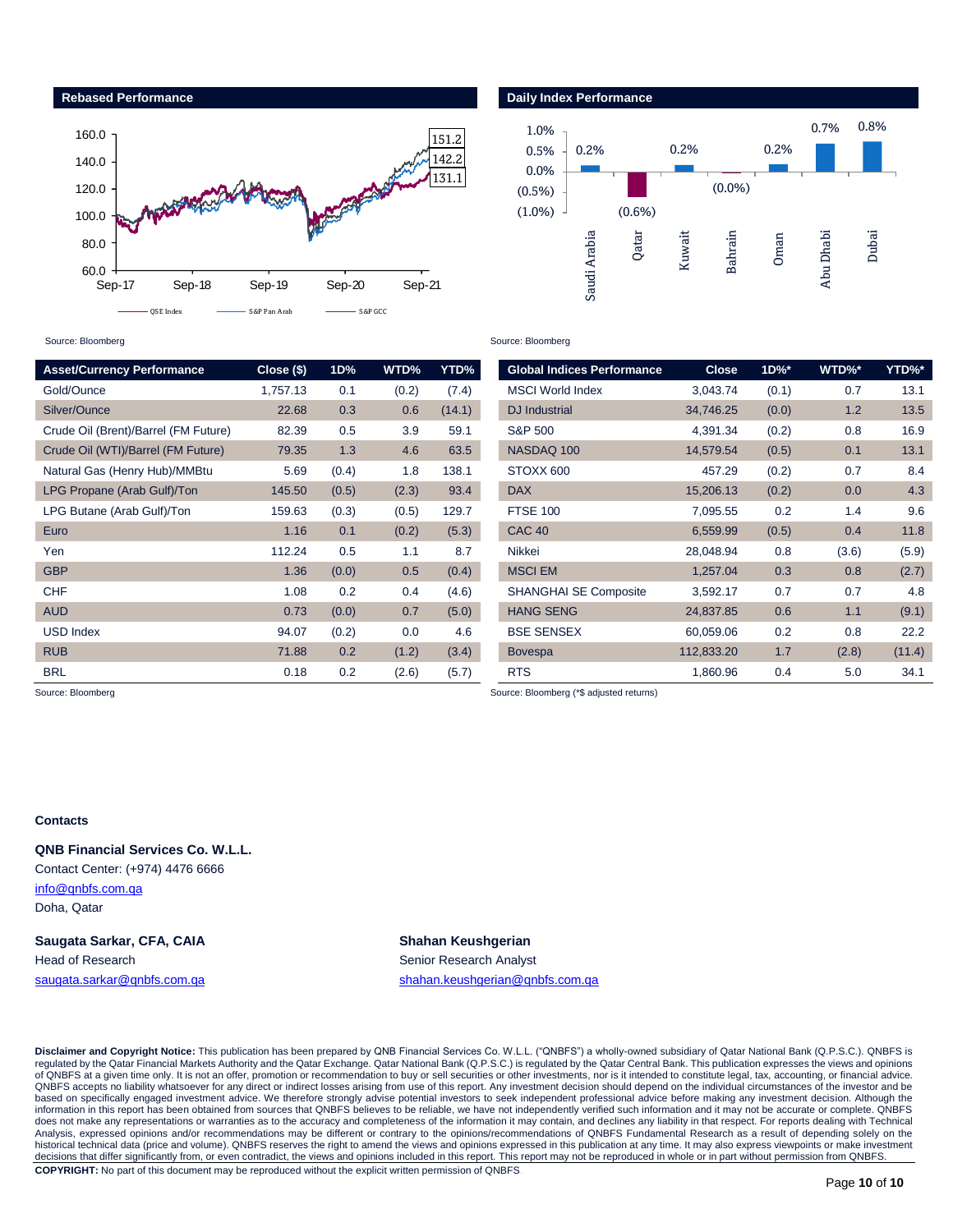## Rebased Performance

160.0
140.0
120.0
100.0
80.0
60.0

Sep-17 Sep-18 Sep-19 Sep-20 Sep-21

151.2
142.2
131.1

QSE Index S&P Pan Arab S&P GCC

Source: Bloomberg

## Daily Index Performance

1.0%
0.5%
0.0%
(0.5%)
(1.0%)

0.2% (0.6%) 0.2% (0.0%) 0.2% 0.7% 0.8%

Saudi Arabia Qatar Kuwait Bahrain Oman Abu Dhabi Dubai

Source: Bloomberg

| Asset/Currency Performance | Close ($) | 1D% | WTD% | YTD% |
|---|---|---|---|---|
| Gold/Ounce | 1,757.13 | 0.1 | (0.2) | (7.4) |
| Silver/Ounce | 22.68 | 0.3 | 0.6 | (14.1) |
| Crude Oil (Brent)/Barrel (FM Future) | 82.39 | 0.5 | 3.9 | 59.1 |
| Crude Oil (WTI)/Barrel (FM Future) | 79.35 | 1.3 | 4.6 | 63.5 |
| Natural Gas (Henry Hub)/MMBtu | 5.69 | (0.4) | 1.8 | 138.1 |
| LPG Propane (Arab Gulf)/Ton | 145.50 | (0.5) | (2.3) | 93.4 |
| LPG Butane (Arab Gulf)/Ton | 159.63 | (0.3) | (0.5) | 129.7 |
| Euro | 1.16 | 0.1 | (0.2) | (5.3) |
| Yen | 112.24 | 0.5 | 1.1 | 8.7 |
| GBP | 1.36 | (0.0) | 0.5 | (0.4) |
| CHF | 1.08 | 0.2 | 0.4 | (4.6) |
| AUD | 0.73 | (0.0) | 0.7 | (5.0) |
| USD Index | 94.07 | (0.2) | 0.0 | 4.6 |
| RUB | 71.88 | 0.2 | (1.2) | (3.4) |
| BRL | 0.18 | 0.2 | (2.6) | (5.7) |

Source: Bloomberg

| Global Indices Performance | Close | 1D%* | WTD%* | YTD%* |
|---|---|---|---|---|
| MSCI World Index | 3,043.74 | (0.1) | 0.7 | 13.1 |
| DJ Industrial | 34,746.25 | (0.0) | 1.2 | 13.5 |
| S&P 500 | 4,391.34 | (0.2) | 0.8 | 16.9 |
| NASDAQ 100 | 14,579.54 | (0.5) | 0.1 | 13.1 |
| STOXX 600 | 457.29 | (0.2) | 0.7 | 8.4 |
| DAX | 15,206.13 | (0.2) | 0.0 | 4.3 |
| FTSE 100 | 7,095.55 | 0.2 | 1.4 | 9.6 |
| CAC 40 | 6,559.99 | (0.5) | 0.4 | 11.8 |
| Nikkei | 28,048.94 | 0.8 | (3.6) | (5.9) |
| MSCI EM | 1,257.04 | 0.3 | 0.8 | (2.7) |
| SHANGHAI SE Composite | 3,592.17 | 0.7 | 0.7 | 4.8 |
| HANG SENG | 24,837.85 | 0.6 | 1.1 | (9.1) |
| BSE SENSEX | 60,059.06 | 0.2 | 0.8 | 22.2 |
| Bovespa | 112,833.20 | 1.7 | (2.8) | (11.4) |
| RTS | 1,860.96 | 0.4 | 5.0 | 34.1 |

Source: Bloomberg (*$ adjusted returns)

### Contacts

**QNB Financial Services Co. W.L.L.**
Contact Center: (+974) 4476 6666
info@qnbfs.com.qa
Doha, Qatar

**Saugata Sarkar, CFA, CAIA**
Head of Research
saugata.sarkar@qnbfs.com.qa

**Shahan Keushgerian**
Senior Research Analyst
shahan.keushgerian@qnbfs.com.qa

**Disclaimer and Copyright Notice:** This publication has been prepared by QNB Financial Services Co. W.L.L. ("QNBFS") a wholly-owned subsidiary of Qatar National Bank (Q.P.S.C.). QNBFS is regulated by the Qatar Financial Markets Authority and the Qatar Exchange. Qatar National Bank (Q.P.S.C.) is regulated by the Qatar Central Bank. This publication expresses the views and opinions of QNBFS at a given time only. It is not an offer, promotion or recommendation to buy or sell securities or other investments, nor is it intended to constitute legal, tax, accounting, or financial advice. QNBFS accepts no liability whatsoever for any direct or indirect losses arising from use of this report. Any investment decision should depend on the individual circumstances of the investor and be based on specifically engaged investment advice. We therefore strongly advise potential investors to seek independent professional advice before making any investment decision. Although the information in this report has been obtained from sources that QNBFS believes to be reliable, we have not independently verified such information and it may not be accurate or complete. QNBFS does not make any representations or warranties as to the accuracy and completeness of the information it may contain, and declines any liability in that respect. For reports dealing with Technical Analysis, expressed opinions and/or recommendations may be different or contrary to the opinions/recommendations of QNBFS Fundamental Research as a result of depending solely on the historical technical data (price and volume). QNBFS reserves the right to amend the views and opinions expressed in this publication at any time. It may also express viewpoints or make investment decisions that differ significantly from, or even contradict, the views and opinions included in this report. This report may not be reproduced in whole or in part without permission from QNBFS.

**COPYRIGHT:** No part of this document may be reproduced without the explicit written permission of QNBFS.